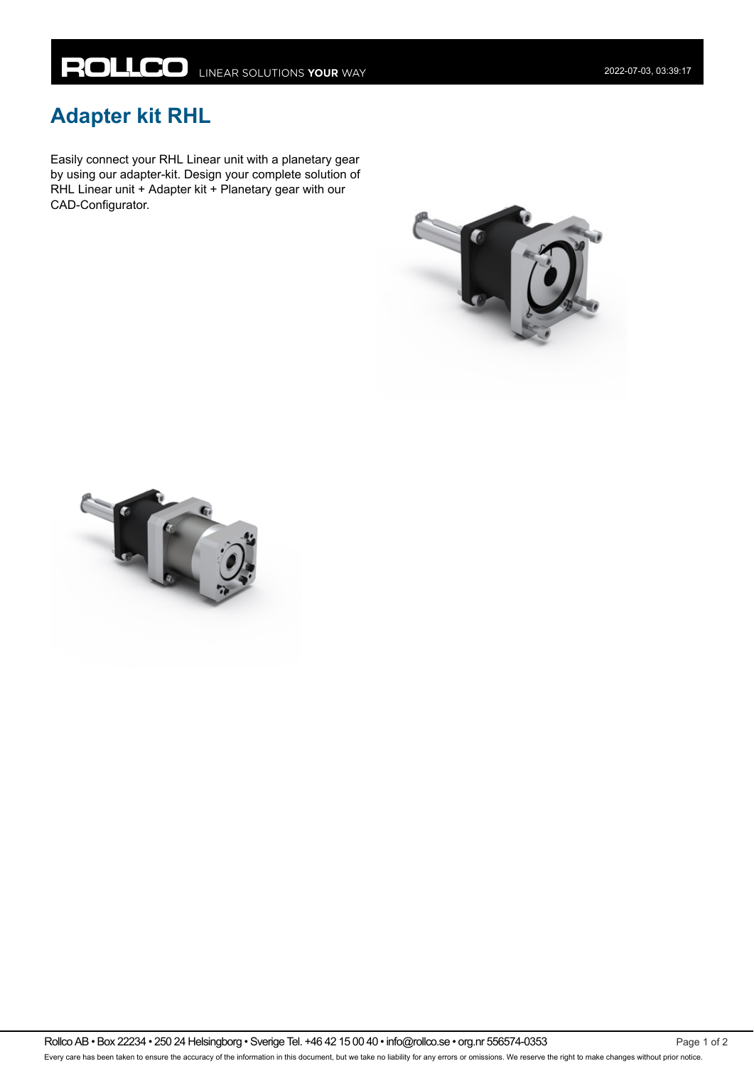# Adapter kit RHL

Easily connect your RHL Linear unit with a planetary gear by using our adapter-kit. Design your complete solution of RHL Linear unit + Adapter kit + Planetary gear with our CAD-Configurator.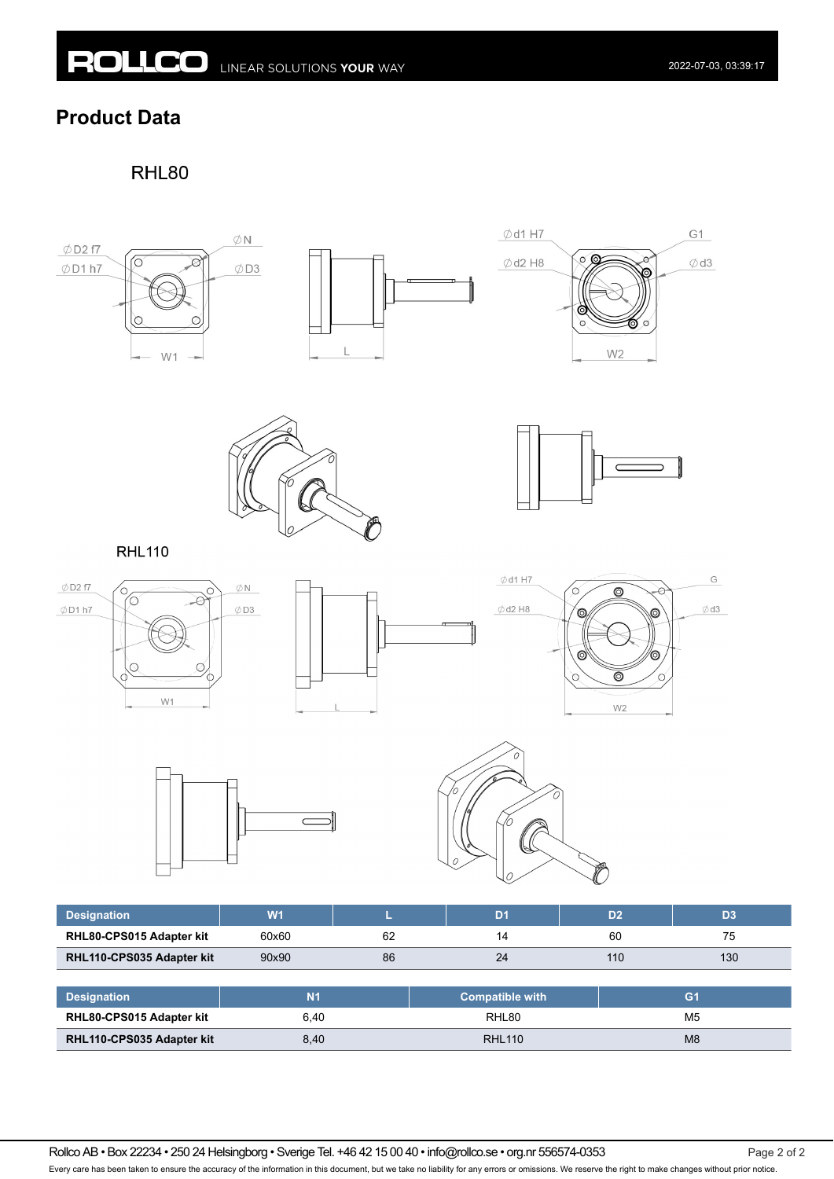## Product Data

RHL80

ØD2 f7
ØD1 h7
ØN
ØD3
W1
L
Ød1 H7
Ød2 H8
G1
Ød3
W2

RHL110

ØD2 f7
ØD1 h7
ØN
ØD3
W1
L
Ød1 H7
Ød2 H8
G
Ød3
W2

| Designation | W1 | L | D1 | D2 | D3 |
|---|---|---|---|---|---|
| **RHL80-CPS015 Adapter kit** | 60x60 | 62 | 14 | 60 | 75 |
| **RHL110-CPS035 Adapter kit** | 90x90 | 86 | 24 | 110 | 130 |

| Designation | N1 | Compatible with | G1 |
|---|---|---|---|
| **RHL80-CPS015 Adapter kit** | 6,40 | RHL80 | M5 |
| **RHL110-CPS035 Adapter kit** | 8,40 | RHL110 | M8 |